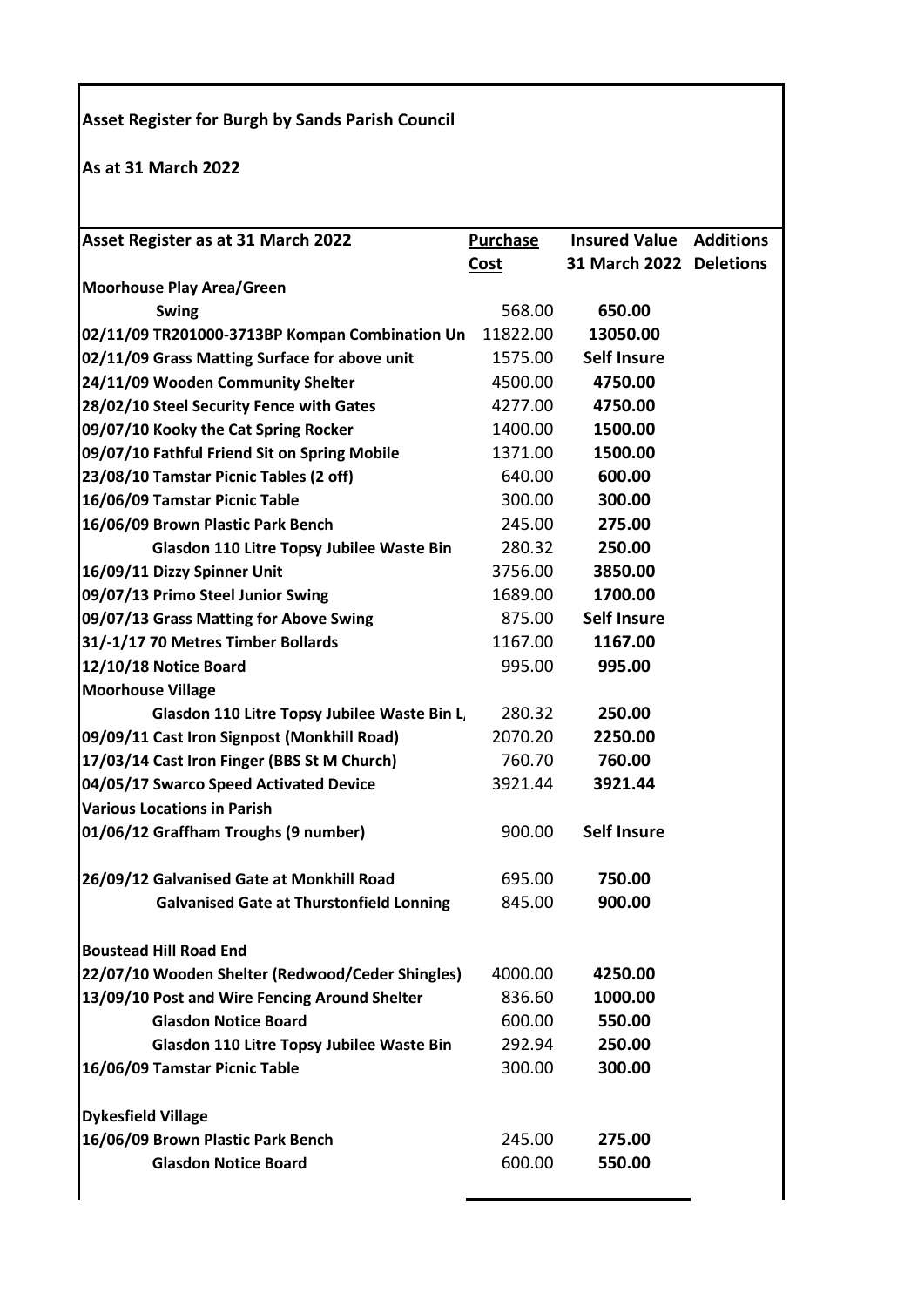**Asset Register for Burgh by Sands Parish Council**

**As at 31 March 2022**

| **Asset Register as at 31 March 2022** | **Purchase Cost** | **Insured Value 31 March 2022** | **Additions Deletions** |
|---|---|---|---|
| **Moorhouse Play Area/Green** | | | |
| **Swing** | 568.00 | **650.00** | |
| **02/11/09 TR201000-3713BP Kompan Combination Un** | 11822.00 | **13050.00** | |
| **02/11/09 Grass Matting Surface for above unit** | 1575.00 | **Self Insure** | |
| **24/11/09 Wooden Community Shelter** | 4500.00 | **4750.00** | |
| **28/02/10 Steel Security Fence with Gates** | 4277.00 | **4750.00** | |
| **09/07/10 Kooky the Cat Spring Rocker** | 1400.00 | **1500.00** | |
| **09/07/10 Fathful Friend Sit on Spring Mobile** | 1371.00 | **1500.00** | |
| **23/08/10 Tamstar Picnic Tables (2 off)** | 640.00 | **600.00** | |
| **16/06/09 Tamstar Picnic Table** | 300.00 | **300.00** | |
| **16/06/09 Brown Plastic Park Bench** | 245.00 | **275.00** | |
| **Glasdon 110 Litre Topsy Jubilee Waste Bin** | 280.32 | **250.00** | |
| **16/09/11 Dizzy Spinner Unit** | 3756.00 | **3850.00** | |
| **09/07/13 Primo Steel Junior Swing** | 1689.00 | **1700.00** | |
| **09/07/13 Grass Matting for Above Swing** | 875.00 | **Self Insure** | |
| **31/-1/17 70 Metres Timber Bollards** | 1167.00 | **1167.00** | |
| **12/10/18 Notice Board** | 995.00 | **995.00** | |
| **Moorhouse Village** | | | |
| **Glasdon 110 Litre Topsy Jubilee Waste Bin L** | 280.32 | **250.00** | |
| **09/09/11 Cast Iron Signpost (Monkhill Road)** | 2070.20 | **2250.00** | |
| **17/03/14 Cast Iron Finger (BBS St M Church)** | 760.70 | **760.00** | |
| **04/05/17 Swarco Speed Activated Device** | 3921.44 | **3921.44** | |
| **Various Locations in Parish** | | | |
| **01/06/12 Graffham Troughs (9 number)** | 900.00 | **Self Insure** | |
| | | | |
| **26/09/12 Galvanised Gate at Monkhill Road** | 695.00 | **750.00** | |
| **Galvanised Gate at Thurstonfield Lonning** | 845.00 | **900.00** | |
| | | | |
| **Boustead Hill Road End** | | | |
| **22/07/10 Wooden Shelter (Redwood/Ceder Shingles)** | 4000.00 | **4250.00** | |
| **13/09/10 Post and Wire Fencing Around Shelter** | 836.60 | **1000.00** | |
| **Glasdon Notice Board** | 600.00 | **550.00** | |
| **Glasdon 110 Litre Topsy Jubilee Waste Bin** | 292.94 | **250.00** | |
| **16/06/09 Tamstar Picnic Table** | 300.00 | **300.00** | |
| | | | |
| **Dykesfield Village** | | | |
| **16/06/09 Brown Plastic Park Bench** | 245.00 | **275.00** | |
| **Glasdon Notice Board** | 600.00 | **550.00** | |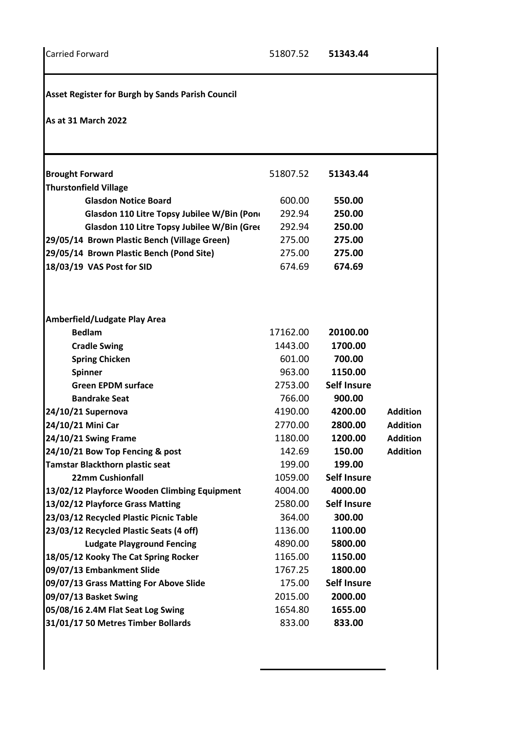| Carried Forward | 51807.52 | **51343.44** | |
|---|---|---|---|

**Asset Register for Burgh by Sands Parish Council**

**As at 31 March 2022**

| | | | |
|---|---|---|---|
| **Brought Forward** | 51807.52 | **51343.44** | |
| **Thurstonfield Village** | | | |
| **Glasdon Notice Board** | 600.00 | **550.00** | |
| **Glasdon 110 Litre Topsy Jubilee W/Bin (Pond** | 292.94 | **250.00** | |
| **Glasdon 110 Litre Topsy Jubilee W/Bin (Gree** | 292.94 | **250.00** | |
| **29/05/14 Brown Plastic Bench (Village Green)** | 275.00 | **275.00** | |
| **29/05/14 Brown Plastic Bench (Pond Site)** | 275.00 | **275.00** | |
| **18/03/19 VAS Post for SID** | 674.69 | **674.69** | |
| | | | |
| **Amberfield/Ludgate Play Area** | | | |
| **Bedlam** | 17162.00 | **20100.00** | |
| **Cradle Swing** | 1443.00 | **1700.00** | |
| **Spring Chicken** | 601.00 | **700.00** | |
| **Spinner** | 963.00 | **1150.00** | |
| **Green EPDM surface** | 2753.00 | **Self Insure** | |
| **Bandrake Seat** | 766.00 | **900.00** | |
| **24/10/21 Supernova** | 4190.00 | **4200.00** | **Addition** |
| **24/10/21 Mini Car** | 2770.00 | **2800.00** | **Addition** |
| **24/10/21 Swing Frame** | 1180.00 | **1200.00** | **Addition** |
| **24/10/21 Bow Top Fencing & post** | 142.69 | **150.00** | **Addition** |
| **Tamstar Blackthorn plastic seat** | 199.00 | **199.00** | |
| **22mm Cushionfall** | 1059.00 | **Self Insure** | |
| **13/02/12 Playforce Wooden Climbing Equipment** | 4004.00 | **4000.00** | |
| **13/02/12 Playforce Grass Matting** | 2580.00 | **Self Insure** | |
| **23/03/12 Recycled Plastic Picnic Table** | 364.00 | **300.00** | |
| **23/03/12 Recycled Plastic Seats (4 off)** | 1136.00 | **1100.00** | |
| **Ludgate Playground Fencing** | 4890.00 | **5800.00** | |
| **18/05/12 Kooky The Cat Spring Rocker** | 1165.00 | **1150.00** | |
| **09/07/13 Embankment Slide** | 1767.25 | **1800.00** | |
| **09/07/13 Grass Matting For Above Slide** | 175.00 | **Self Insure** | |
| **09/07/13 Basket Swing** | 2015.00 | **2000.00** | |
| **05/08/16 2.4M Flat Seat Log Swing** | 1654.80 | **1655.00** | |
| **31/01/17 50 Metres Timber Bollards** | 833.00 | **833.00** | |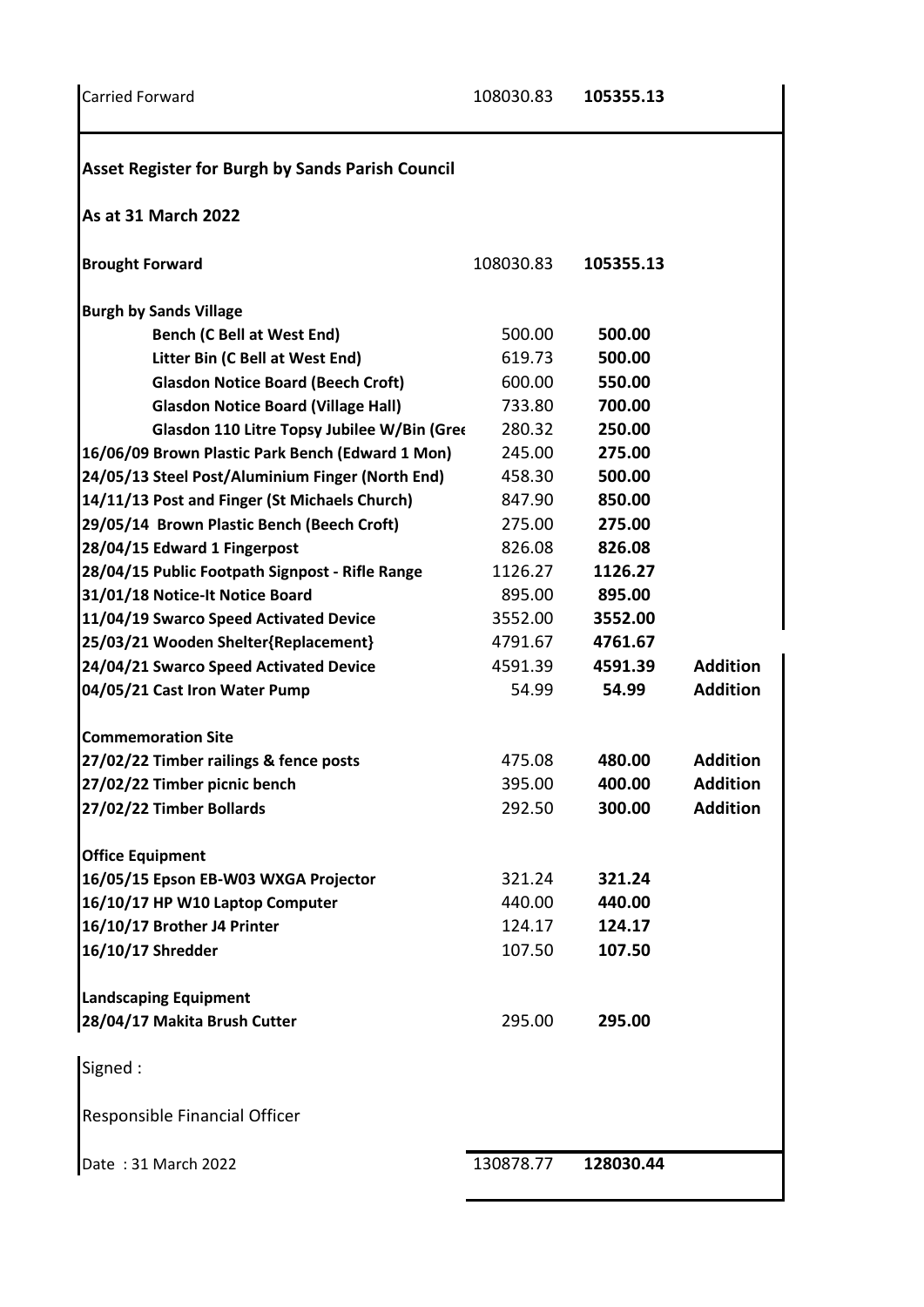| | | | |
|---|---|---|---|
| Carried Forward | 108030.83 | **105355.13** | |

## Asset Register for Burgh by Sands Parish Council

**As at 31 March 2022**

| | | | |
|---|---|---|---|
| **Brought Forward** | 108030.83 | **105355.13** | |
| **Burgh by Sands Village** | | | |
| **Bench (C Bell at West End)** | 500.00 | **500.00** | |
| **Litter Bin (C Bell at West End)** | 619.73 | **500.00** | |
| **Glasdon Notice Board (Beech Croft)** | 600.00 | **550.00** | |
| **Glasdon Notice Board (Village Hall)** | 733.80 | **700.00** | |
| **Glasdon 110 Litre Topsy Jubilee W/Bin (Gree** | 280.32 | **250.00** | |
| **16/06/09 Brown Plastic Park Bench (Edward 1 Mon)** | 245.00 | **275.00** | |
| **24/05/13 Steel Post/Aluminium Finger (North End)** | 458.30 | **500.00** | |
| **14/11/13 Post and Finger (St Michaels Church)** | 847.90 | **850.00** | |
| **29/05/14 Brown Plastic Bench (Beech Croft)** | 275.00 | **275.00** | |
| **28/04/15 Edward 1 Fingerpost** | 826.08 | **826.08** | |
| **28/04/15 Public Footpath Signpost - Rifle Range** | 1126.27 | **1126.27** | |
| **31/01/18 Notice-It Notice Board** | 895.00 | **895.00** | |
| **11/04/19 Swarco Speed Activated Device** | 3552.00 | **3552.00** | |
| **25/03/21 Wooden Shelter{Replacement}** | 4791.67 | **4761.67** | |
| **24/04/21 Swarco Speed Activated Device** | 4591.39 | **4591.39** | **Addition** |
| **04/05/21 Cast Iron Water Pump** | 54.99 | **54.99** | **Addition** |
| **Commemoration Site** | | | |
| **27/02/22 Timber railings & fence posts** | 475.08 | **480.00** | **Addition** |
| **27/02/22 Timber picnic bench** | 395.00 | **400.00** | **Addition** |
| **27/02/22 Timber Bollards** | 292.50 | **300.00** | **Addition** |
| **Office Equipment** | | | |
| **16/05/15 Epson EB-W03 WXGA Projector** | 321.24 | **321.24** | |
| **16/10/17 HP W10 Laptop Computer** | 440.00 | **440.00** | |
| **16/10/17 Brother J4 Printer** | 124.17 | **124.17** | |
| **16/10/17 Shredder** | 107.50 | **107.50** | |
| **Landscaping Equipment** | | | |
| **28/04/17 Makita Brush Cutter** | 295.00 | **295.00** | |

Signed :

Responsible Financial Officer

| | | | |
|---|---|---|---|
| Date : 31 March 2022 | 130878.77 | **128030.44** | |